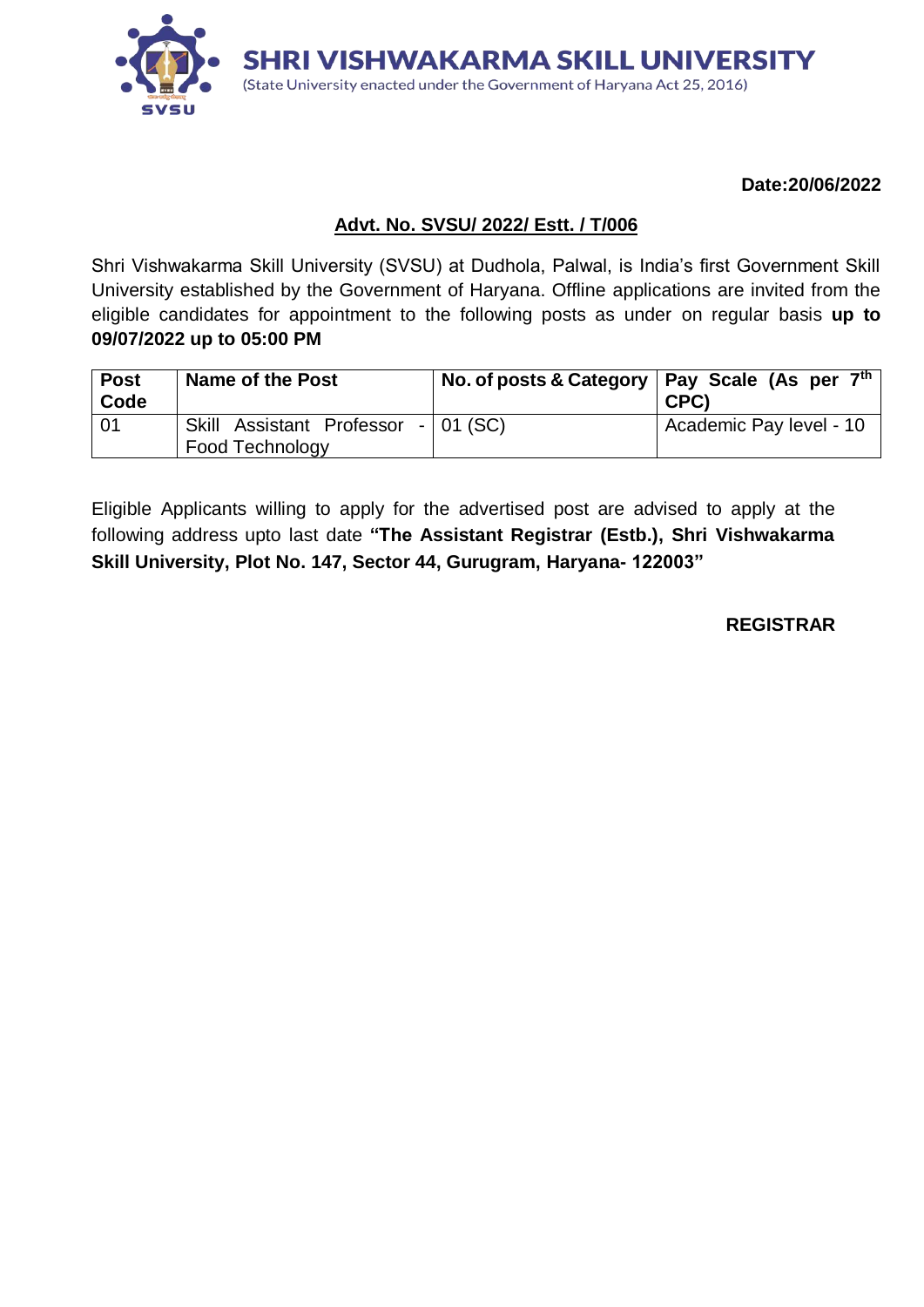# SHRI VISHWAKARMA SKILL UNIVERSITY

(State University enacted under the Government of Haryana Act 25, 2016)

**Date:20/06/2022**

**Advt. No. SVSU/ 2022/ Estt. / T/006**

Shri Vishwakarma Skill University (SVSU) at Dudhola, Palwal, is India's first Government Skill University established by the Government of Haryana. Offline applications are invited from the eligible candidates for appointment to the following posts as under on regular basis **up to 09/07/2022 up to 05:00 PM**

| Post Code | Name of the Post | No. of posts & Category | Pay Scale (As per 7th CPC) |
|---|---|---|---|
| 01 | Skill Assistant Professor - Food Technology | 01 (SC) | Academic Pay level - 10 |

Eligible Applicants willing to apply for the advertised post are advised to apply at the following address upto last date **"The Assistant Registrar (Estb.), Shri Vishwakarma Skill University, Plot No. 147, Sector 44, Gurugram, Haryana- 122003"**

**REGISTRAR**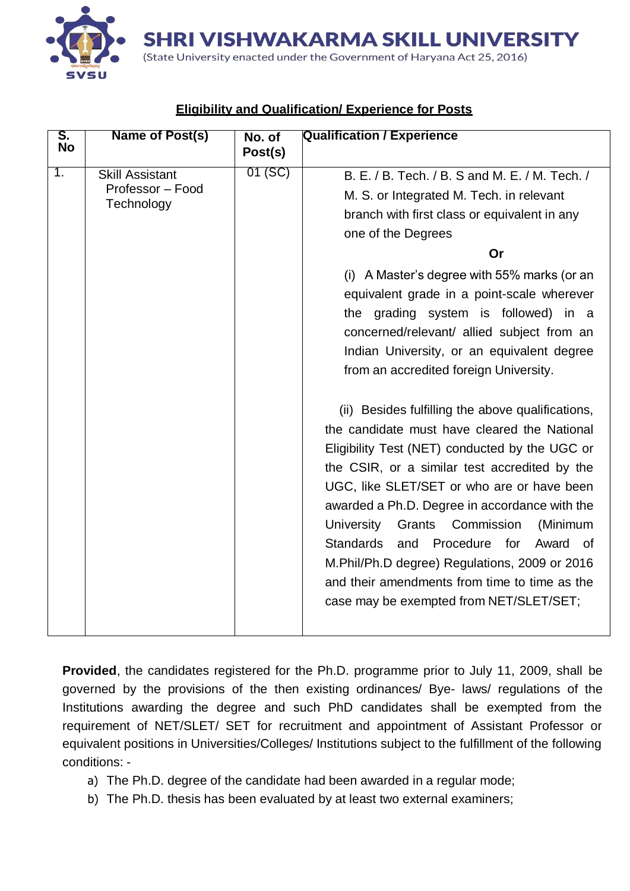**Eligibility and Qualification/ Experience for Posts**

| S. No | Name of Post(s) | No. of Post(s) | Qualification / Experience |
|---|---|---|---|
| 1. | Skill Assistant Professor – Food Technology | 01 (SC) | B. E. / B. Tech. / B. S and M. E. / M. Tech. / M. S. or Integrated M. Tech. in relevant branch with first class or equivalent in any one of the Degrees<br>**Or**<br>(i) A Master's degree with 55% marks (or an equivalent grade in a point-scale wherever the grading system is followed) in a concerned/relevant/ allied subject from an Indian University, or an equivalent degree from an accredited foreign University.<br><br>(ii) Besides fulfilling the above qualifications, the candidate must have cleared the National Eligibility Test (NET) conducted by the UGC or the CSIR, or a similar test accredited by the UGC, like SLET/SET or who are or have been awarded a Ph.D. Degree in accordance with the University Grants Commission (Minimum Standards and Procedure for Award of M.Phil/Ph.D degree) Regulations, 2009 or 2016 and their amendments from time to time as the case may be exempted from NET/SLET/SET; |

**Provided**, the candidates registered for the Ph.D. programme prior to July 11, 2009, shall be governed by the provisions of the then existing ordinances/ Bye- laws/ regulations of the Institutions awarding the degree and such PhD candidates shall be exempted from the requirement of NET/SLET/ SET for recruitment and appointment of Assistant Professor or equivalent positions in Universities/Colleges/ Institutions subject to the fulfillment of the following conditions: -

a) The Ph.D. degree of the candidate had been awarded in a regular mode;
b) The Ph.D. thesis has been evaluated by at least two external examiners;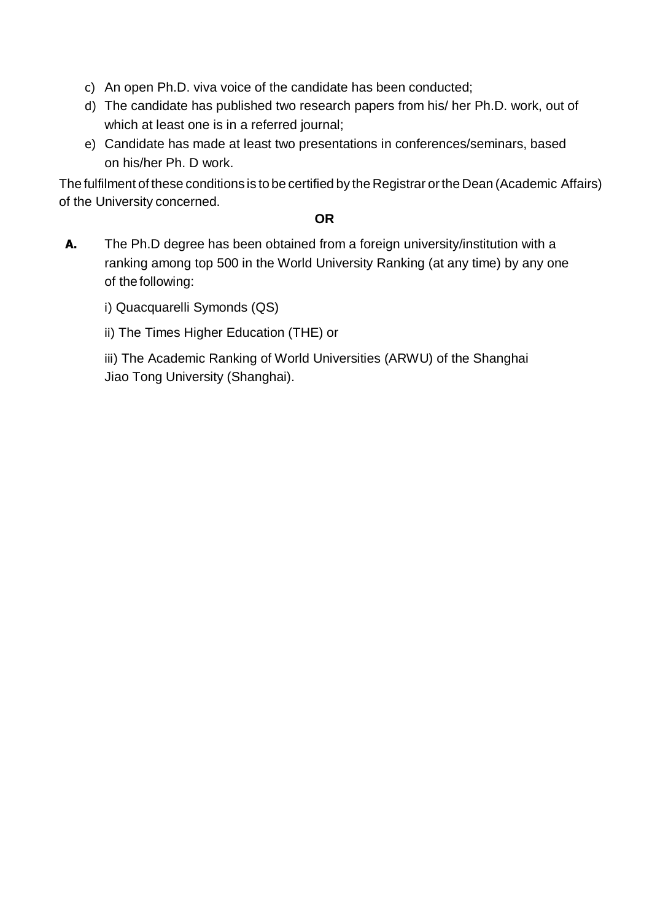c) An open Ph.D. viva voice of the candidate has been conducted;

d) The candidate has published two research papers from his/ her Ph.D. work, out of which at least one is in a referred journal;

e) Candidate has made at least two presentations in conferences/seminars, based on his/her Ph. D work.

The fulfilment of these conditions is to be certified by the Registrar or the Dean (Academic Affairs) of the University concerned.

**OR**

**A.** The Ph.D degree has been obtained from a foreign university/institution with a ranking among top 500 in the World University Ranking (at any time) by any one of the following:

i) Quacquarelli Symonds (QS)

ii) The Times Higher Education (THE) or

iii) The Academic Ranking of World Universities (ARWU) of the Shanghai Jiao Tong University (Shanghai).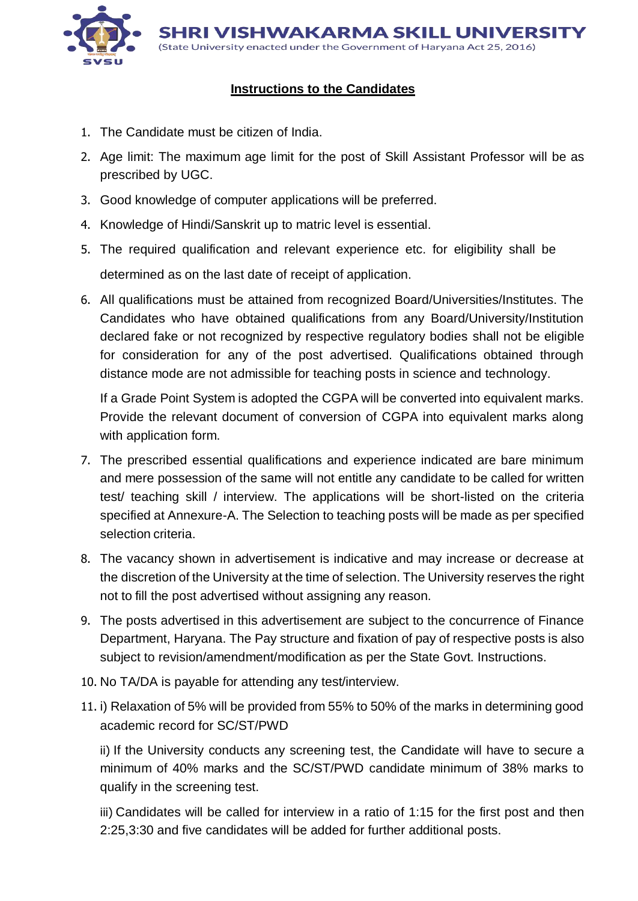## Instructions to the Candidates

1. The Candidate must be citizen of India.
2. Age limit: The maximum age limit for the post of Skill Assistant Professor will be as prescribed by UGC.
3. Good knowledge of computer applications will be preferred.
4. Knowledge of Hindi/Sanskrit up to matric level is essential.
5. The required qualification and relevant experience etc. for eligibility shall be determined as on the last date of receipt of application.
6. All qualifications must be attained from recognized Board/Universities/Institutes. The Candidates who have obtained qualifications from any Board/University/Institution declared fake or not recognized by respective regulatory bodies shall not be eligible for consideration for any of the post advertised. Qualifications obtained through distance mode are not admissible for teaching posts in science and technology.

   If a Grade Point System is adopted the CGPA will be converted into equivalent marks. Provide the relevant document of conversion of CGPA into equivalent marks along with application form.
7. The prescribed essential qualifications and experience indicated are bare minimum and mere possession of the same will not entitle any candidate to be called for written test/ teaching skill / interview. The applications will be short-listed on the criteria specified at Annexure-A. The Selection to teaching posts will be made as per specified selection criteria.
8. The vacancy shown in advertisement is indicative and may increase or decrease at the discretion of the University at the time of selection. The University reserves the right not to fill the post advertised without assigning any reason.
9. The posts advertised in this advertisement are subject to the concurrence of Finance Department, Haryana. The Pay structure and fixation of pay of respective posts is also subject to revision/amendment/modification as per the State Govt. Instructions.
10. No TA/DA is payable for attending any test/interview.
11. i) Relaxation of 5% will be provided from 55% to 50% of the marks in determining good academic record for SC/ST/PWD

    ii) If the University conducts any screening test, the Candidate will have to secure a minimum of 40% marks and the SC/ST/PWD candidate minimum of 38% marks to qualify in the screening test.

    iii) Candidates will be called for interview in a ratio of 1:15 for the first post and then 2:25,3:30 and five candidates will be added for further additional posts.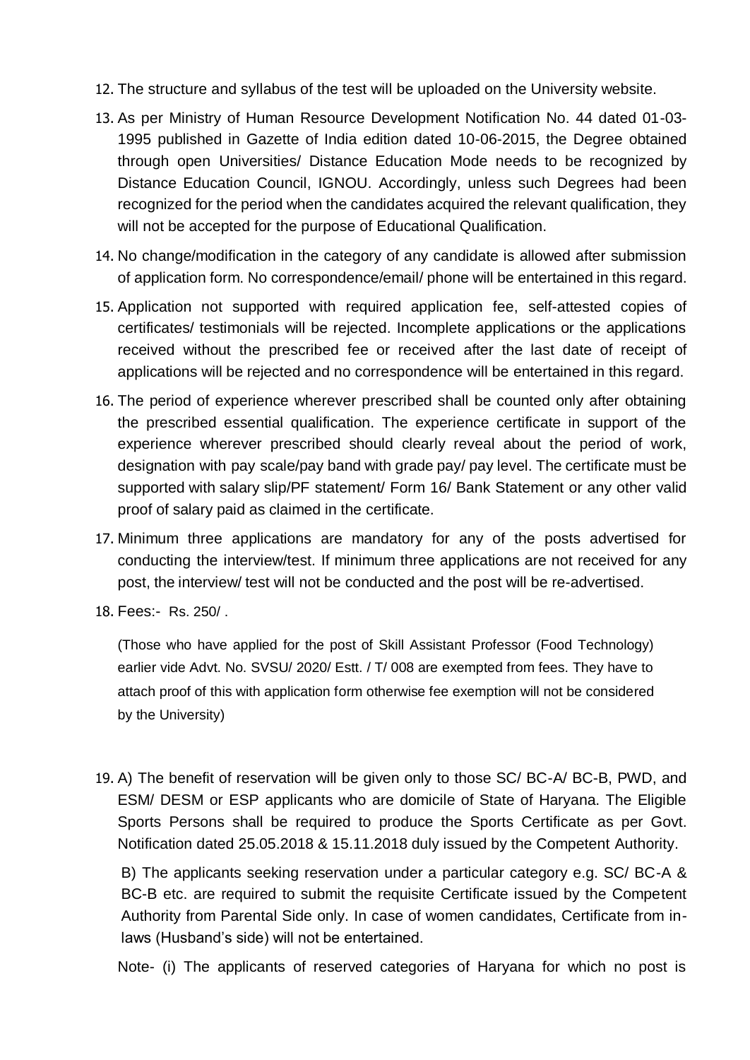12. The structure and syllabus of the test will be uploaded on the University website.
13. As per Ministry of Human Resource Development Notification No. 44 dated 01-03-1995 published in Gazette of India edition dated 10-06-2015, the Degree obtained through open Universities/ Distance Education Mode needs to be recognized by Distance Education Council, IGNOU. Accordingly, unless such Degrees had been recognized for the period when the candidates acquired the relevant qualification, they will not be accepted for the purpose of Educational Qualification.
14. No change/modification in the category of any candidate is allowed after submission of application form. No correspondence/email/ phone will be entertained in this regard.
15. Application not supported with required application fee, self-attested copies of certificates/ testimonials will be rejected. Incomplete applications or the applications received without the prescribed fee or received after the last date of receipt of applications will be rejected and no correspondence will be entertained in this regard.
16. The period of experience wherever prescribed shall be counted only after obtaining the prescribed essential qualification. The experience certificate in support of the experience wherever prescribed should clearly reveal about the period of work, designation with pay scale/pay band with grade pay/ pay level. The certificate must be supported with salary slip/PF statement/ Form 16/ Bank Statement or any other valid proof of salary paid as claimed in the certificate.
17. Minimum three applications are mandatory for any of the posts advertised for conducting the interview/test. If minimum three applications are not received for any post, the interview/ test will not be conducted and the post will be re-advertised.
18. Fees:- Rs. 250/ .

    (Those who have applied for the post of Skill Assistant Professor (Food Technology) earlier vide Advt. No. SVSU/ 2020/ Estt. / T/ 008 are exempted from fees. They have to attach proof of this with application form otherwise fee exemption will not be considered by the University)

19. A) The benefit of reservation will be given only to those SC/ BC-A/ BC-B, PWD, and ESM/ DESM or ESP applicants who are domicile of State of Haryana. The Eligible Sports Persons shall be required to produce the Sports Certificate as per Govt. Notification dated 25.05.2018 & 15.11.2018 duly issued by the Competent Authority.

    B) The applicants seeking reservation under a particular category e.g. SC/ BC-A & BC-B etc. are required to submit the requisite Certificate issued by the Competent Authority from Parental Side only. In case of women candidates, Certificate from in-laws (Husband's side) will not be entertained.

    Note- (i) The applicants of reserved categories of Haryana for which no post is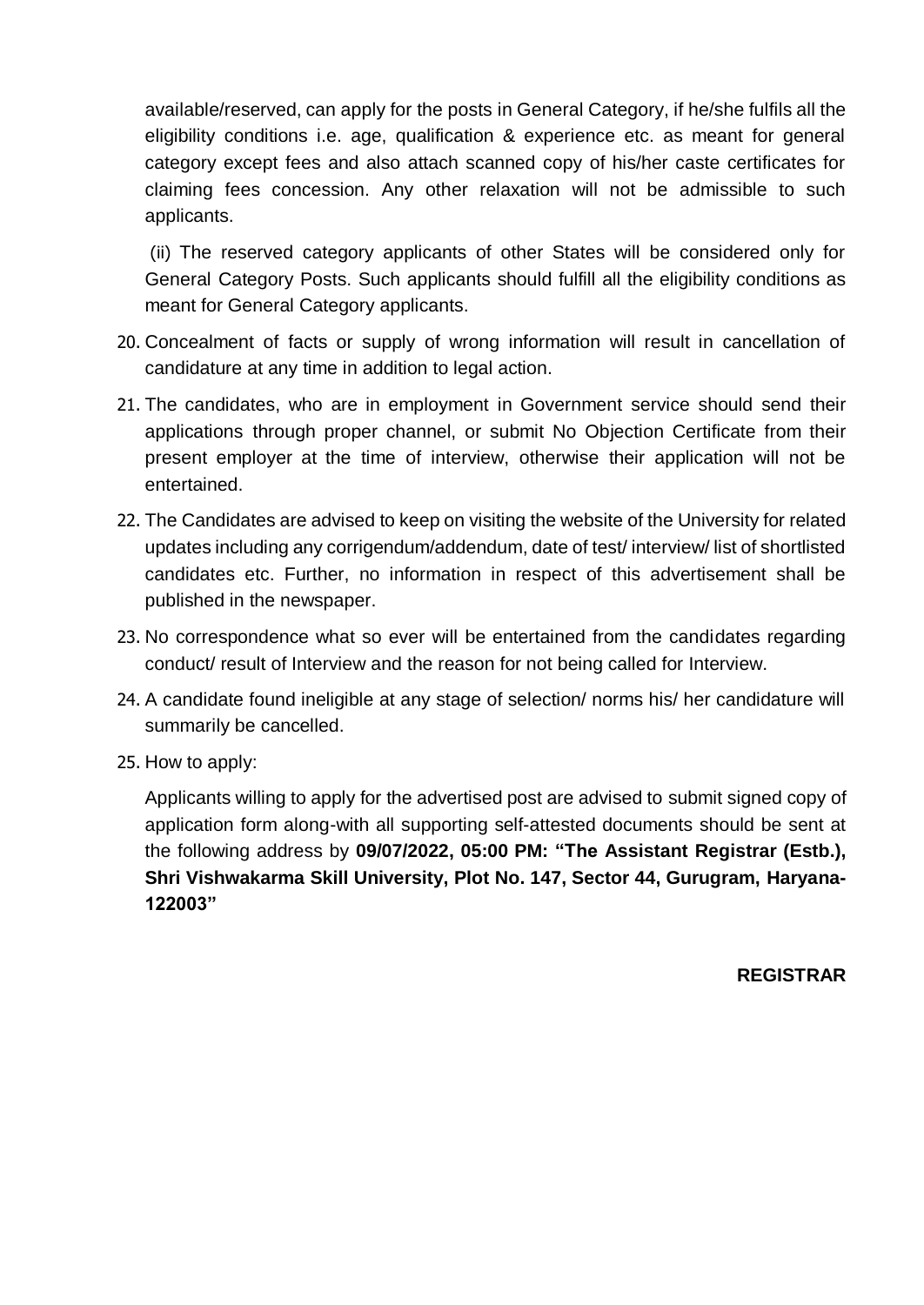available/reserved, can apply for the posts in General Category, if he/she fulfils all the eligibility conditions i.e. age, qualification & experience etc. as meant for general category except fees and also attach scanned copy of his/her caste certificates for claiming fees concession. Any other relaxation will not be admissible to such applicants.

(ii) The reserved category applicants of other States will be considered only for General Category Posts. Such applicants should fulfill all the eligibility conditions as meant for General Category applicants.

20. Concealment of facts or supply of wrong information will result in cancellation of candidature at any time in addition to legal action.
21. The candidates, who are in employment in Government service should send their applications through proper channel, or submit No Objection Certificate from their present employer at the time of interview, otherwise their application will not be entertained.
22. The Candidates are advised to keep on visiting the website of the University for related updates including any corrigendum/addendum, date of test/ interview/ list of shortlisted candidates etc. Further, no information in respect of this advertisement shall be published in the newspaper.
23. No correspondence what so ever will be entertained from the candidates regarding conduct/ result of Interview and the reason for not being called for Interview.
24. A candidate found ineligible at any stage of selection/ norms his/ her candidature will summarily be cancelled.
25. How to apply:

    Applicants willing to apply for the advertised post are advised to submit signed copy of application form along-with all supporting self-attested documents should be sent at the following address by **09/07/2022, 05:00 PM: "The Assistant Registrar (Estb.), Shri Vishwakarma Skill University, Plot No. 147, Sector 44, Gurugram, Haryana-122003"**

**REGISTRAR**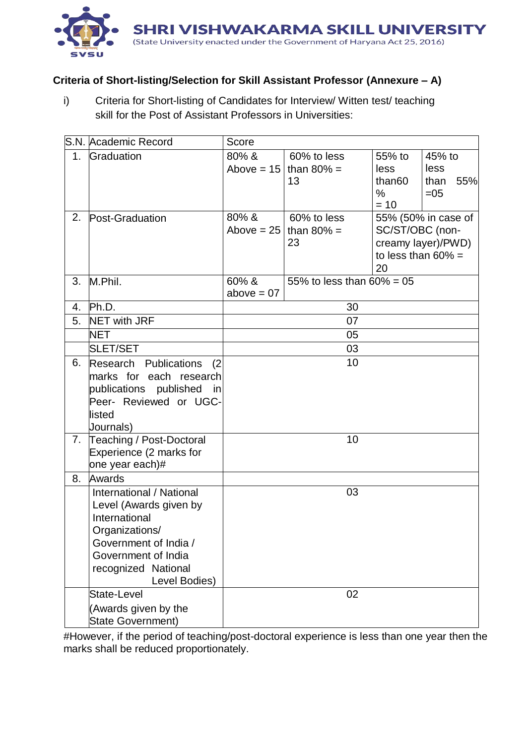## Criteria of Short-listing/Selection for Skill Assistant Professor (Annexure – A)

i) Criteria for Short-listing of Candidates for Interview/ Witten test/ teaching skill for the Post of Assistant Professors in Universities:

| S.N. | Academic Record | Score | | | |
|---|---|---|---|---|---|
| 1. | Graduation | 80% & Above = 15 | 60% to less than 80% = 13 | 55% to less than60 % = 10 | 45% to less than 55% =05 |
| 2. | Post-Graduation | 80% & Above = 25 | 60% to less than 80% = 23 | 55% (50% in case of SC/ST/OBC (non-creamy layer)/PWD) to less than 60% = 20 | |
| 3. | M.Phil. | 60% & above = 07 | 55% to less than 60% = 05 | | |
| 4. | Ph.D. | 30 | | | |
| 5. | NET with JRF | 07 | | | |
| | NET | 05 | | | |
| | SLET/SET | 03 | | | |
| 6. | Research Publications (2 marks for each research publications published in Peer- Reviewed or UGC-listed Journals) | 10 | | | |
| 7. | Teaching / Post-Doctoral Experience (2 marks for one year each)# | 10 | | | |
| 8. | Awards | | | | |
| | International / National Level (Awards given by International Organizations/ Government of India / Government of India recognized National Level Bodies) | 03 | | | |
| | State-Level (Awards given by the State Government) | 02 | | | |

#However, if the period of teaching/post-doctoral experience is less than one year then the marks shall be reduced proportionately.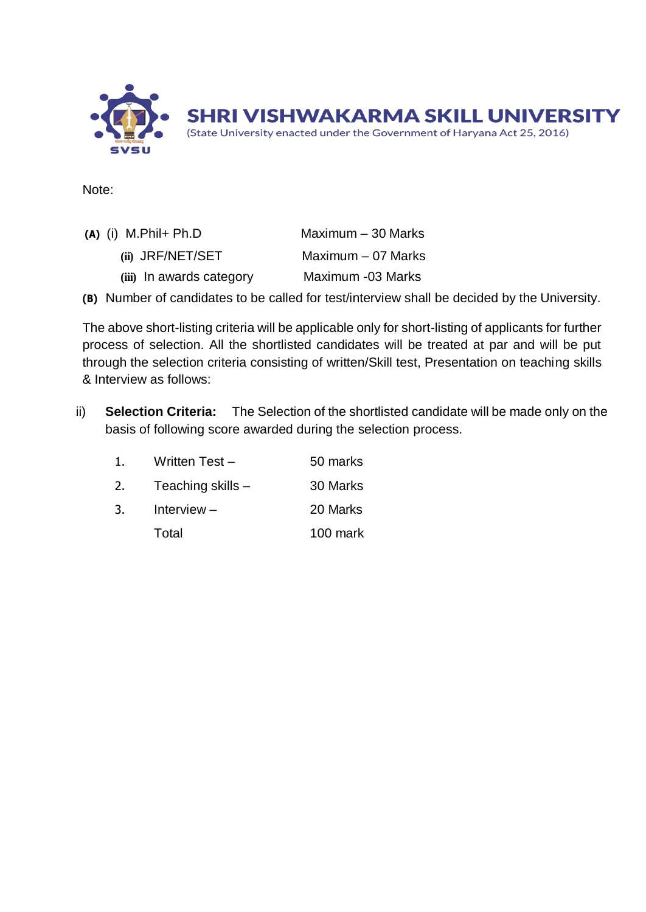Note:

**(A)** (i) M.Phil+ Ph.D — Maximum – 30 Marks

**(ii)** JRF/NET/SET — Maximum – 07 Marks

**(iii)** In awards category — Maximum -03 Marks

**(B)** Number of candidates to be called for test/interview shall be decided by the University.

The above short-listing criteria will be applicable only for short-listing of applicants for further process of selection. All the shortlisted candidates will be treated at par and will be put through the selection criteria consisting of written/Skill test, Presentation on teaching skills & Interview as follows:

ii) **Selection Criteria:** The Selection of the shortlisted candidate will be made only on the basis of following score awarded during the selection process.

| | | |
|---|---|---|
| 1. | Written Test – | 50 marks |
| 2. | Teaching skills – | 30 Marks |
| 3. | Interview – | 20 Marks |
| | Total | 100 mark |